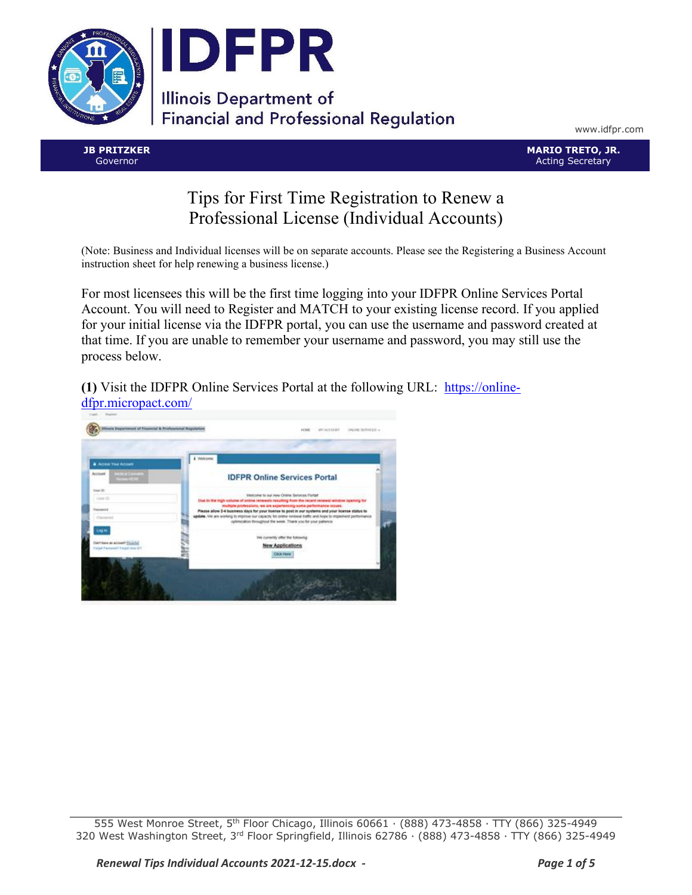# IDFPR

Illinois Department of Financial and Professional Regulation

www.idfpr.com

**JB PRITZKER**
Governor

**MARIO TRETO, JR.**
Acting Secretary

# Tips for First Time Registration to Renew a Professional License (Individual Accounts)

(Note: Business and Individual licenses will be on separate accounts. Please see the Registering a Business Account instruction sheet for help renewing a business license.)

For most licensees this will be the first time logging into your IDFPR Online Services Portal Account. You will need to Register and MATCH to your existing license record. If you applied for your initial license via the IDFPR portal, you can use the username and password created at that time. If you are unable to remember your username and password, you may still use the process below.

**(1)** Visit the IDFPR Online Services Portal at the following URL: https://online-dfpr.micropact.com/

555 West Monroe Street, 5th Floor Chicago, Illinois 60661 · (888) 473-4858 · TTY (866) 325-4949
320 West Washington Street, 3rd Floor Springfield, Illinois 62786 · (888) 473-4858 · TTY (866) 325-4949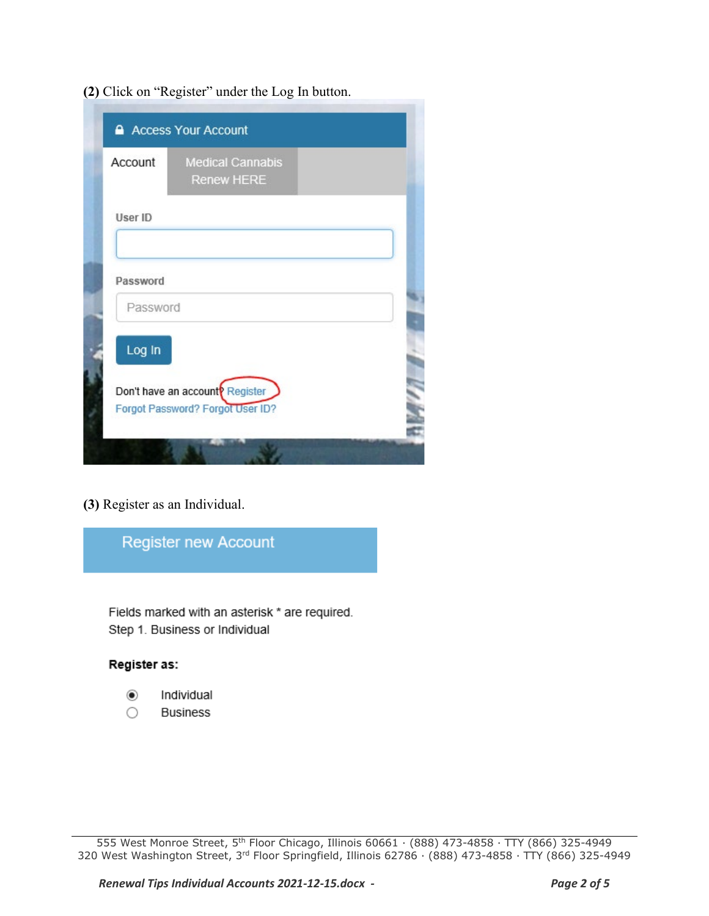**(2)** Click on “Register” under the Log In button.

Access Your Account

Account | Medical Cannabis Renew HERE

User ID

Password

Log In

Don't have an account? Register

Forgot Password? Forgot User ID?

**(3)** Register as an Individual.

Register new Account

Fields marked with an asterisk * are required.
Step 1. Business or Individual

**Register as:**

- (•) Individual
- ( ) Business

555 West Monroe Street, 5th Floor Chicago, Illinois 60661 · (888) 473-4858 · TTY (866) 325-4949
320 West Washington Street, 3rd Floor Springfield, Illinois 62786 · (888) 473-4858 · TTY (866) 325-4949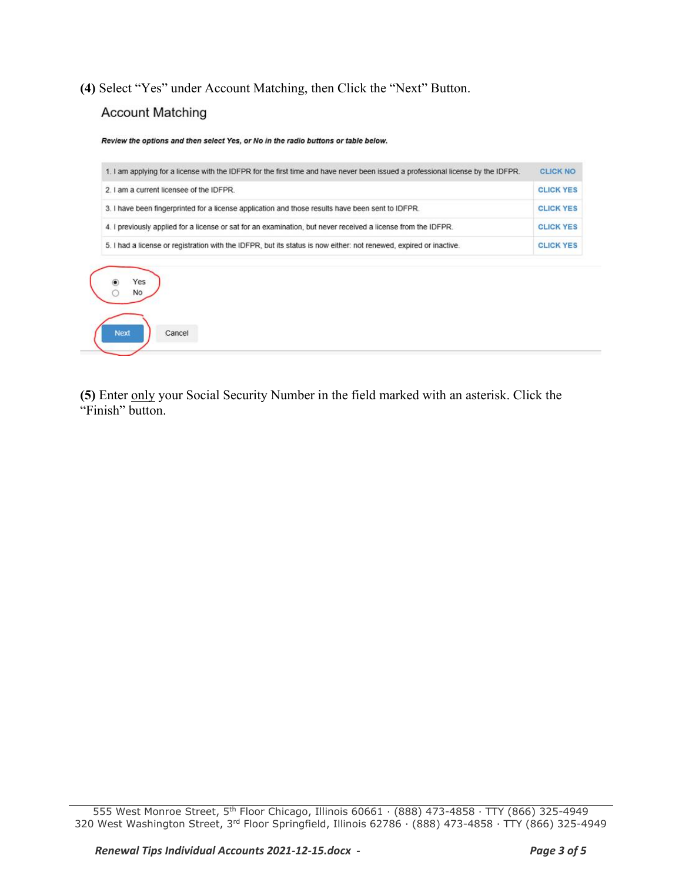**(4)** Select "Yes" under Account Matching, then Click the "Next" Button.

## Account Matching

***Review the options and then select Yes, or No in the radio buttons or table below.***

| | |
|---|---|
| 1. I am applying for a license with the IDFPR for the first time and have never been issued a professional license by the IDFPR. | CLICK NO |
| 2. I am a current licensee of the IDFPR. | CLICK YES |
| 3. I have been fingerprinted for a license application and those results have been sent to IDFPR. | CLICK YES |
| 4. I previously applied for a license or sat for an examination, but never received a license from the IDFPR. | CLICK YES |
| 5. I had a license or registration with the IDFPR, but its status is now either: not renewed, expired or inactive. | CLICK YES |

- (•) Yes
- ( ) No

Next    Cancel

**(5)** Enter <u>only</u> your Social Security Number in the field marked with an asterisk. Click the "Finish" button.

555 West Monroe Street, 5th Floor Chicago, Illinois 60661 · (888) 473-4858 · TTY (866) 325-4949
320 West Washington Street, 3rd Floor Springfield, Illinois 62786 · (888) 473-4858 · TTY (866) 325-4949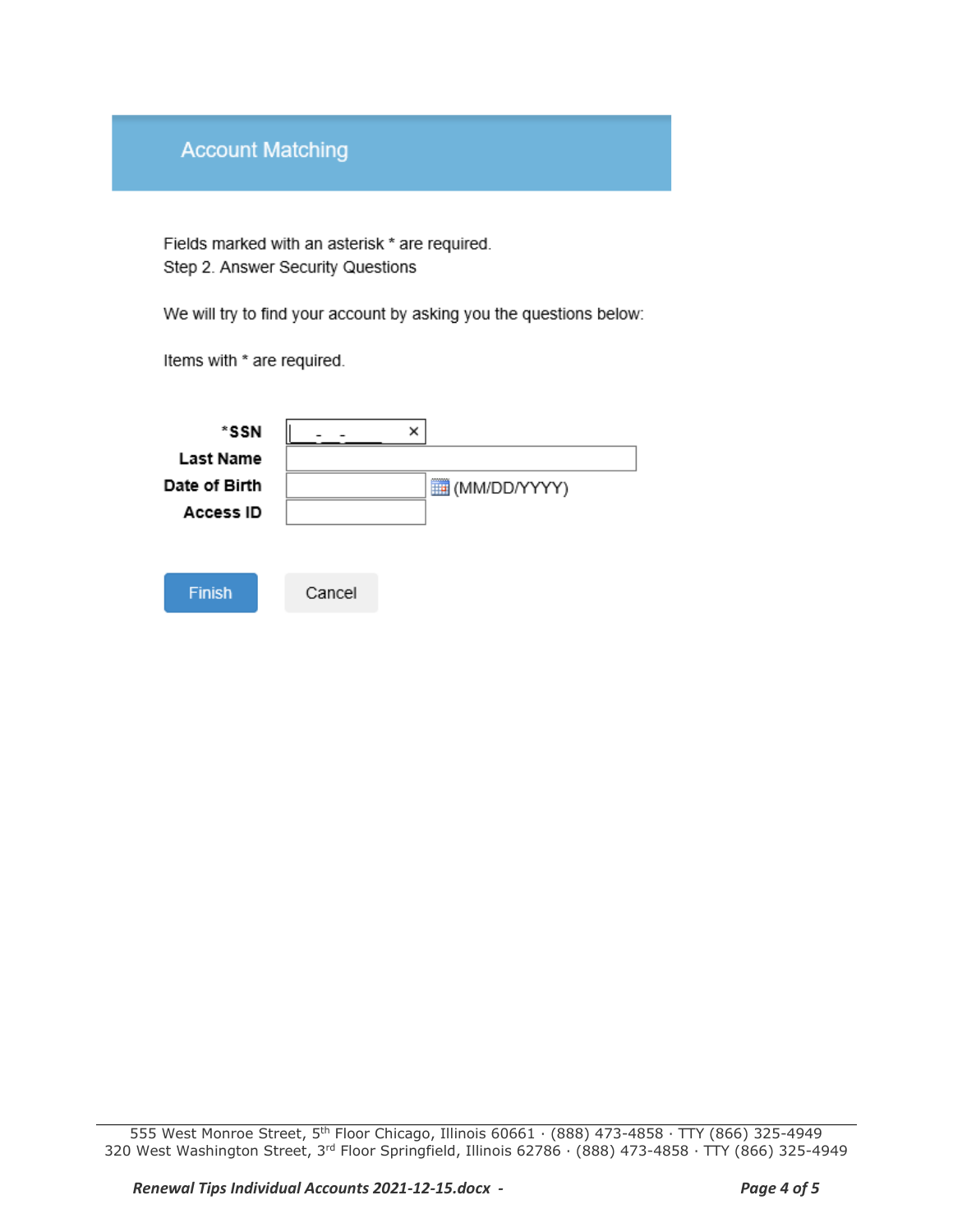## Account Matching

Fields marked with an asterisk * are required.
Step 2. Answer Security Questions

We will try to find your account by asking you the questions below:

Items with * are required.

| | |
|---|---|
| ***SSN** | ___-__-____ × |
| **Last Name** | |
| **Date of Birth** | (MM/DD/YYYY) |
| **Access ID** | |

Finish    Cancel

555 West Monroe Street, 5th Floor Chicago, Illinois 60661 · (888) 473-4858 · TTY (866) 325-4949
320 West Washington Street, 3rd Floor Springfield, Illinois 62786 · (888) 473-4858 · TTY (866) 325-4949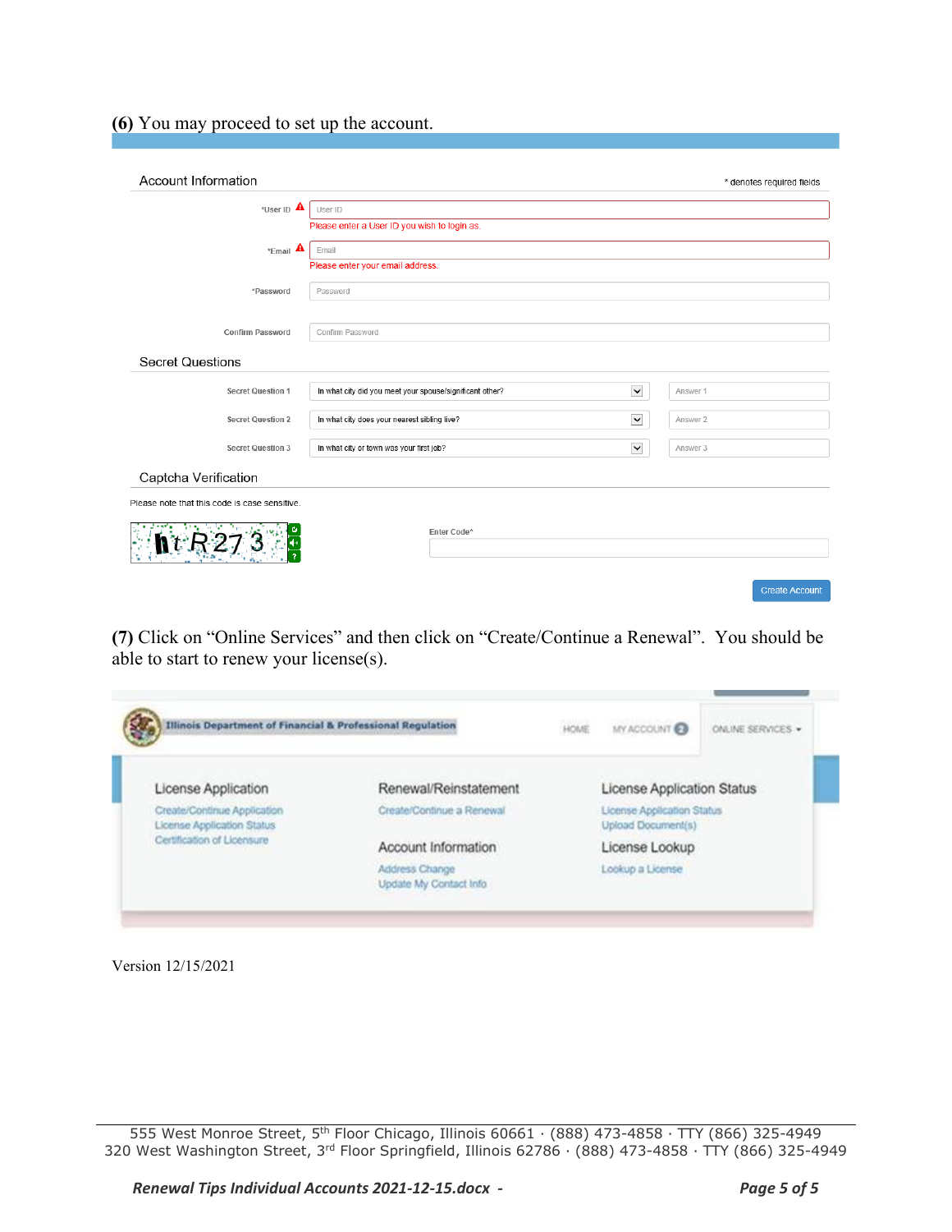**(6)** You may proceed to set up the account.

Account Information

\* denotes required fields

\*User ID

Please enter a User ID you wish to login as.

\*Email

Please enter your email address.

\*Password

Confirm Password

Secret Questions

Secret Question 1 — In what city did you meet your spouse/significant other? — Answer 1

Secret Question 2 — In what city does your nearest sibling live? — Answer 2

Secret Question 3 — In what city or town was your first job? — Answer 3

Captcha Verification

Please note that this code is case sensitive.

Enter Code\*

Create Account

**(7)** Click on "Online Services" and then click on "Create/Continue a Renewal". You should be able to start to renew your license(s).

Illinois Department of Financial & Professional Regulation

HOME MY ACCOUNT ONLINE SERVICES

License Application
- Create/Continue Application
- License Application Status
- Certification of Licensure

Renewal/Reinstatement
- Create/Continue a Renewal

Account Information
- Address Change
- Update My Contact Info

License Application Status
- License Application Status
- Upload Document(s)

License Lookup
- Lookup a License

Version 12/15/2021

555 West Monroe Street, 5th Floor Chicago, Illinois 60661 · (888) 473-4858 · TTY (866) 325-4949
320 West Washington Street, 3rd Floor Springfield, Illinois 62786 · (888) 473-4858 · TTY (866) 325-4949